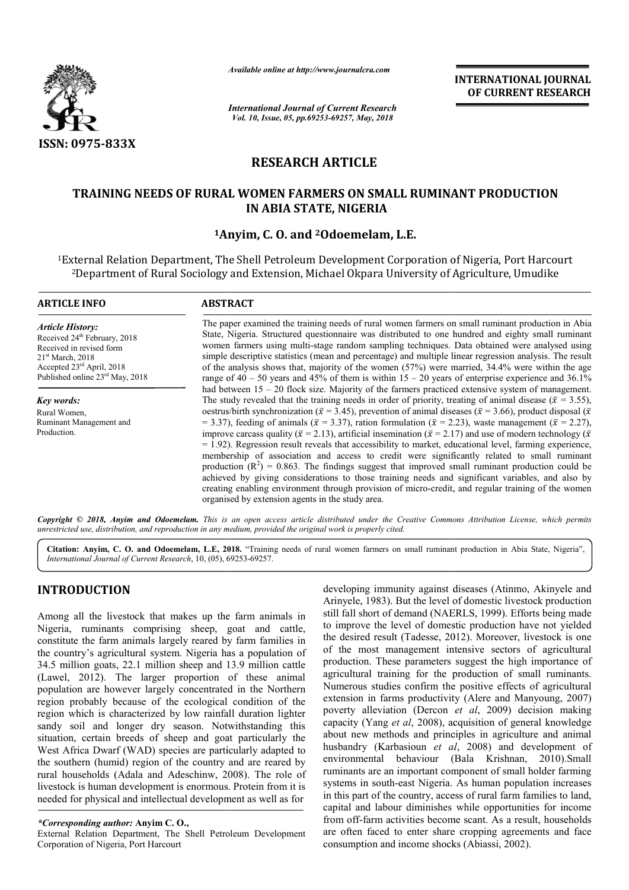*Available online at http://www.journalcra.com*

*International Journal of Current Research*
*Vol. 10, Issue, 05, pp.69253-69257, May, 2018*

**INTERNATIONAL JOURNAL OF CURRENT RESEARCH**

**ISSN: 0975-833X**

**RESEARCH ARTICLE**

# TRAINING NEEDS OF RURAL WOMEN FARMERS ON SMALL RUMINANT PRODUCTION IN ABIA STATE, NIGERIA

**[1]Anyim, C. O. and [2]Odoemelam, L.E.**

[1]External Relation Department, The Shell Petroleum Development Corporation of Nigeria, Port Harcourt
[2]Department of Rural Sociology and Extension, Michael Okpara University of Agriculture, Umudike

**ARTICLE INFO**

*Article History:*
Received 24th February, 2018
Received in revised form
21st March, 2018
Accepted 23rd April, 2018
Published online 23rd May, 2018

*Key words:*
Rural Women,
Ruminant Management and Production.

**ABSTRACT**

The paper examined the training needs of rural women farmers on small ruminant production in Abia State, Nigeria. Structured questionnaire was distributed to one hundred and eighty small ruminant women farmers using multi-stage random sampling techniques. Data obtained were analysed using simple descriptive statistics (mean and percentage) and multiple linear regression analysis. The result of the analysis shows that, majority of the women (57%) were married, 34.4% were within the age range of 40 – 50 years and 45% of them is within 15 – 20 years of enterprise experience and 36.1% had between 15 – 20 flock size. Majority of the farmers practiced extensive system of management. The study revealed that the training needs in order of priority, treating of animal disease ($\bar{x}$ = 3.55), oestrus/birth synchronization ($\bar{x}$ = 3.45), prevention of animal diseases ($\bar{x}$ = 3.66), product disposal ($\bar{x}$ = 3.37), feeding of animals ($\bar{x}$ = 3.37), ration formulation ($\bar{x}$ = 2.23), waste management ($\bar{x}$ = 2.27), improve carcass quality ($\bar{x}$ = 2.13), artificial insemination ($\bar{x}$ = 2.17) and use of modern technology ($\bar{x}$ = 1.92). Regression result reveals that accessibility to market, educational level, farming experience, membership of association and access to credit were significantly related to small ruminant production ($R^2$) = 0.863. The findings suggest that improved small ruminant production could be achieved by giving considerations to those training needs and significant variables, and also by creating enabling environment through provision of micro-credit, and regular training of the women organised by extension agents in the study area.

***Copyright © 2018, Anyim and Odoemelam.*** *This is an open access article distributed under the Creative Commons Attribution License, which permits unrestricted use, distribution, and reproduction in any medium, provided the original work is properly cited.*

**Citation: Anyim, C. O. and Odoemelam, L.E, 2018.** "Training needs of rural women farmers on small ruminant production in Abia State, Nigeria", *International Journal of Current Research*, 10, (05), 69253-69257.

## INTRODUCTION

Among all the livestock that makes up the farm animals in Nigeria, ruminants comprising sheep, goat and cattle, constitute the farm animals largely reared by farm families in the country's agricultural system. Nigeria has a population of 34.5 million goats, 22.1 million sheep and 13.9 million cattle (Lawel, 2012). The larger proportion of these animal population are however largely concentrated in the Northern region probably because of the ecological condition of the region which is characterized by low rainfall duration lighter sandy soil and longer dry season. Notwithstanding this situation, certain breeds of sheep and goat particularly the West Africa Dwarf (WAD) species are particularly adapted to the southern (humid) region of the country and are reared by rural households (Adala and Adeschinw, 2008). The role of livestock is human development is enormous. Protein from it is needed for physical and intellectual development as well as for developing immunity against diseases (Atinmo, Akinyele and Arinyele, 1983). But the level of domestic livestock production still fall short of demand (NAERLS, 1999). Efforts being made to improve the level of domestic production have not yielded the desired result (Tadesse, 2012). Moreover, livestock is one of the most management intensive sectors of agricultural production. These parameters suggest the high importance of agricultural training for the production of small ruminants. Numerous studies confirm the positive effects of agricultural extension in farms productivity (Alere and Manyoung, 2007) poverty alleviation (Dercon *et al*, 2009) decision making capacity (Yang *et al*, 2008), acquisition of general knowledge about new methods and principles in agriculture and animal husbandry (Karbasioun *et al*, 2008) and development of environmental behaviour (Bala Krishnan, 2010).Small ruminants are an important component of small holder farming systems in south-east Nigeria. As human population increases in this part of the country, access of rural farm families to land, capital and labour diminishes while opportunities for income from off-farm activities become scant. As a result, households are often faced to enter share cropping agreements and face consumption and income shocks (Abiassi, 2002).

***Corresponding author:* Anyim C. O.,**
External Relation Department, The Shell Petroleum Development Corporation of Nigeria, Port Harcourt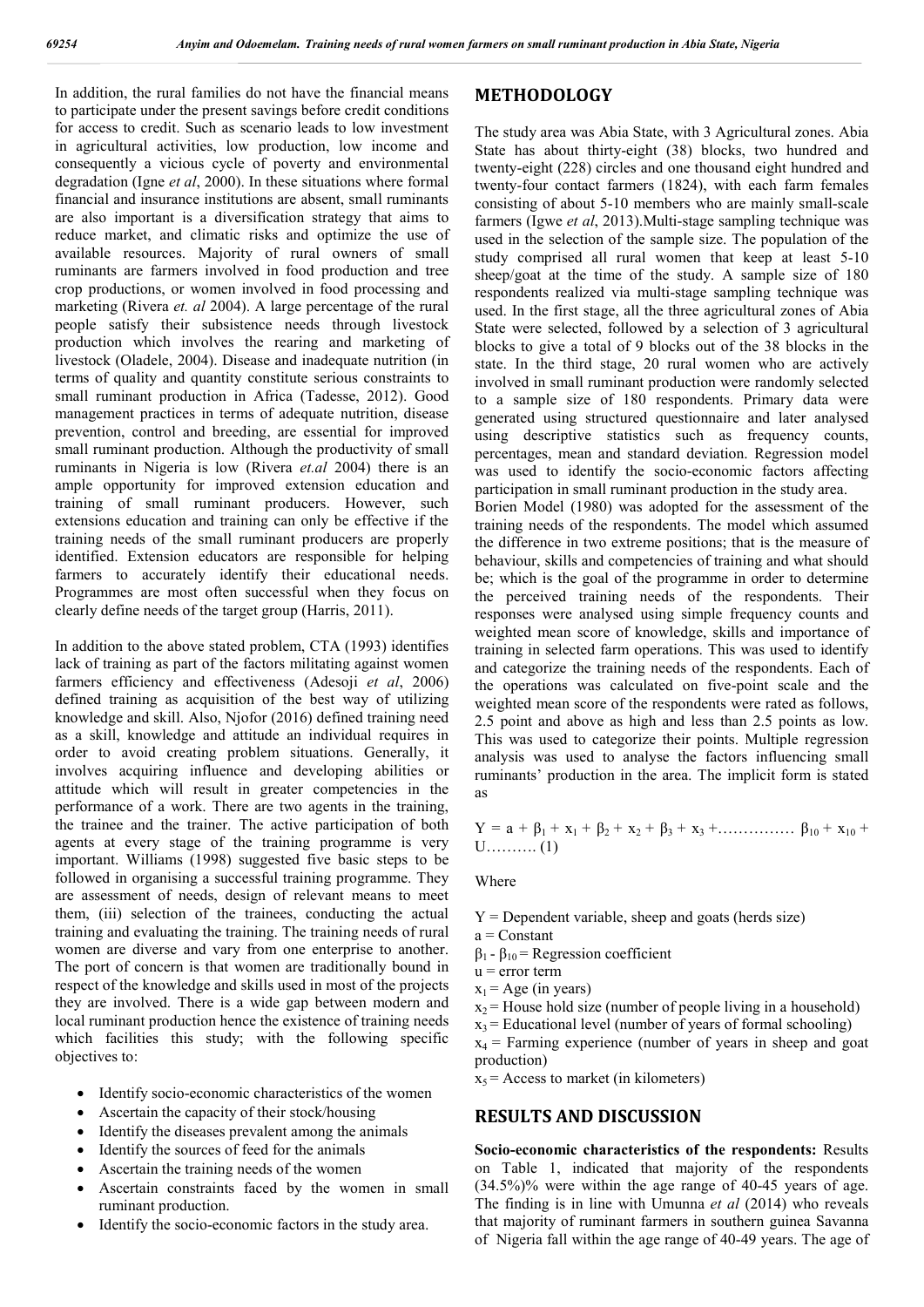In addition, the rural families do not have the financial means to participate under the present savings before credit conditions for access to credit. Such as scenario leads to low investment in agricultural activities, low production, low income and consequently a vicious cycle of poverty and environmental degradation (Igne *et al*, 2000). In these situations where formal financial and insurance institutions are absent, small ruminants are also important is a diversification strategy that aims to reduce market, and climatic risks and optimize the use of available resources. Majority of rural owners of small ruminants are farmers involved in food production and tree crop productions, or women involved in food processing and marketing (Rivera *et. al* 2004). A large percentage of the rural people satisfy their subsistence needs through livestock production which involves the rearing and marketing of livestock (Oladele, 2004). Disease and inadequate nutrition (in terms of quality and quantity constitute serious constraints to small ruminant production in Africa (Tadesse, 2012). Good management practices in terms of adequate nutrition, disease prevention, control and breeding, are essential for improved small ruminant production. Although the productivity of small ruminants in Nigeria is low (Rivera *et.al* 2004) there is an ample opportunity for improved extension education and training of small ruminant producers. However, such extensions education and training can only be effective if the training needs of the small ruminant producers are properly identified. Extension educators are responsible for helping farmers to accurately identify their educational needs. Programmes are most often successful when they focus on clearly define needs of the target group (Harris, 2011).

In addition to the above stated problem, CTA (1993) identifies lack of training as part of the factors militating against women farmers efficiency and effectiveness (Adesoji *et al*, 2006) defined training as acquisition of the best way of utilizing knowledge and skill. Also, Njofor (2016) defined training need as a skill, knowledge and attitude an individual requires in order to avoid creating problem situations. Generally, it involves acquiring influence and developing abilities or attitude which will result in greater competencies in the performance of a work. There are two agents in the training, the trainee and the trainer. The active participation of both agents at every stage of the training programme is very important. Williams (1998) suggested five basic steps to be followed in organising a successful training programme. They are assessment of needs, design of relevant means to meet them, (iii) selection of the trainees, conducting the actual training and evaluating the training. The training needs of rural women are diverse and vary from one enterprise to another. The port of concern is that women are traditionally bound in respect of the knowledge and skills used in most of the projects they are involved. There is a wide gap between modern and local ruminant production hence the existence of training needs which facilities this study; with the following specific objectives to:

- Identify socio-economic characteristics of the women
- Ascertain the capacity of their stock/housing
- Identify the diseases prevalent among the animals
- Identify the sources of feed for the animals
- Ascertain the training needs of the women
- Ascertain constraints faced by the women in small ruminant production.
- Identify the socio-economic factors in the study area.

## METHODOLOGY

The study area was Abia State, with 3 Agricultural zones. Abia State has about thirty-eight (38) blocks, two hundred and twenty-eight (228) circles and one thousand eight hundred and twenty-four contact farmers (1824), with each farm females consisting of about 5-10 members who are mainly small-scale farmers (Igwe *et al*, 2013).Multi-stage sampling technique was used in the selection of the sample size. The population of the study comprised all rural women that keep at least 5-10 sheep/goat at the time of the study. A sample size of 180 respondents realized via multi-stage sampling technique was used. In the first stage, all the three agricultural zones of Abia State were selected, followed by a selection of 3 agricultural blocks to give a total of 9 blocks out of the 38 blocks in the state. In the third stage, 20 rural women who are actively involved in small ruminant production were randomly selected to a sample size of 180 respondents. Primary data were generated using structured questionnaire and later analysed using descriptive statistics such as frequency counts, percentages, mean and standard deviation. Regression model was used to identify the socio-economic factors affecting participation in small ruminant production in the study area.

Borien Model (1980) was adopted for the assessment of the training needs of the respondents. The model which assumed the difference in two extreme positions; that is the measure of behaviour, skills and competencies of training and what should be; which is the goal of the programme in order to determine the perceived training needs of the respondents. Their responses were analysed using simple frequency counts and weighted mean score of knowledge, skills and importance of training in selected farm operations. This was used to identify and categorize the training needs of the respondents. Each of the operations was calculated on five-point scale and the weighted mean score of the respondents were rated as follows, 2.5 point and above as high and less than 2.5 points as low. This was used to categorize their points. Multiple regression analysis was used to analyse the factors influencing small ruminants' production in the area. The implicit form is stated as

$$Y = a + \beta_1 + x_1 + \beta_2 + x_2 + \beta_3 + x_3 + \ldots\ldots\ldots\ldots\ldots \beta_{10} + x_{10} + U \ldots\ldots\ldots\ldots (1)$$

Where

$Y$ = Dependent variable, sheep and goats (herds size)
$a$ = Constant
$\beta_1$ - $\beta_{10}$ = Regression coefficient
$u$ = error term
$x_1$ = Age (in years)
$x_2$ = House hold size (number of people living in a household)
$x_3$ = Educational level (number of years of formal schooling)
$x_4$ = Farming experience (number of years in sheep and goat production)
$x_5$ = Access to market (in kilometers)

## RESULTS AND DISCUSSION

**Socio-economic characteristics of the respondents:** Results on Table 1, indicated that majority of the respondents (34.5%)% were within the age range of 40-45 years of age. The finding is in line with Umunna *et al* (2014) who reveals that majority of ruminant farmers in southern guinea Savanna of Nigeria fall within the age range of 40-49 years. The age of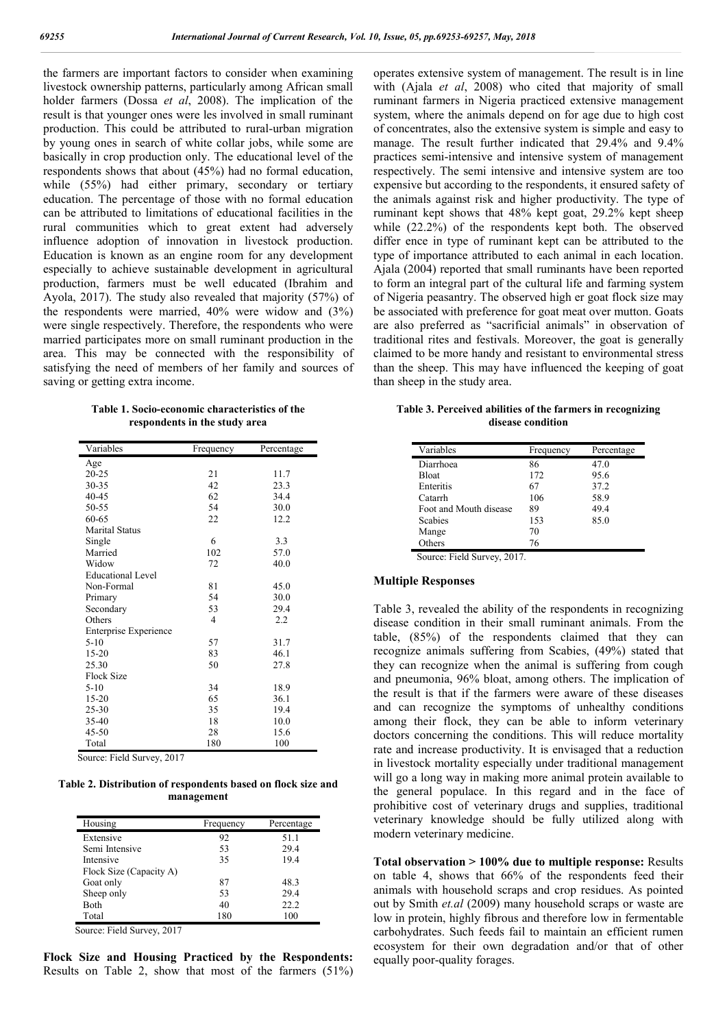the farmers are important factors to consider when examining livestock ownership patterns, particularly among African small holder farmers (Dossa *et al*, 2008). The implication of the result is that younger ones were les involved in small ruminant production. This could be attributed to rural-urban migration by young ones in search of white collar jobs, while some are basically in crop production only. The educational level of the respondents shows that about (45%) had no formal education, while (55%) had either primary, secondary or tertiary education. The percentage of those with no formal education can be attributed to limitations of educational facilities in the rural communities which to great extent had adversely influence adoption of innovation in livestock production. Education is known as an engine room for any development especially to achieve sustainable development in agricultural production, farmers must be well educated (Ibrahim and Ayola, 2017). The study also revealed that majority (57%) of the respondents were married, 40% were widow and (3%) were single respectively. Therefore, the respondents who were married participates more on small ruminant production in the area. This may be connected with the responsibility of satisfying the need of members of her family and sources of saving or getting extra income.

**Table 1. Socio-economic characteristics of the respondents in the study area**

| Variables | Frequency | Percentage |
|---|---|---|
| Age | | |
| 20-25 | 21 | 11.7 |
| 30-35 | 42 | 23.3 |
| 40-45 | 62 | 34.4 |
| 50-55 | 54 | 30.0 |
| 60-65 | 22 | 12.2 |
| Marital Status | | |
| Single | 6 | 3.3 |
| Married | 102 | 57.0 |
| Widow | 72 | 40.0 |
| Educational Level | | |
| Non-Formal | 81 | 45.0 |
| Primary | 54 | 30.0 |
| Secondary | 53 | 29.4 |
| Others | 4 | 2.2 |
| Enterprise Experience | | |
| 5-10 | 57 | 31.7 |
| 15-20 | 83 | 46.1 |
| 25.30 | 50 | 27.8 |
| Flock Size | | |
| 5-10 | 34 | 18.9 |
| 15-20 | 65 | 36.1 |
| 25-30 | 35 | 19.4 |
| 35-40 | 18 | 10.0 |
| 45-50 | 28 | 15.6 |
| Total | 180 | 100 |

Source: Field Survey, 2017

**Table 2. Distribution of respondents based on flock size and management**

| Housing | Frequency | Percentage |
|---|---|---|
| Extensive | 92 | 51.1 |
| Semi Intensive | 53 | 29.4 |
| Intensive | 35 | 19.4 |
| Flock Size (Capacity A) | | |
| Goat only | 87 | 48.3 |
| Sheep only | 53 | 29.4 |
| Both | 40 | 22.2 |
| Total | 180 | 100 |

Source: Field Survey, 2017

**Flock Size and Housing Practiced by the Respondents:** Results on Table 2, show that most of the farmers (51%) operates extensive system of management. The result is in line with (Ajala *et al*, 2008) who cited that majority of small ruminant farmers in Nigeria practiced extensive management system, where the animals depend on for age due to high cost of concentrates, also the extensive system is simple and easy to manage. The result further indicated that 29.4% and 9.4% practices semi-intensive and intensive system of management respectively. The semi intensive and intensive system are too expensive but according to the respondents, it ensured safety of the animals against risk and higher productivity. The type of ruminant kept shows that 48% kept goat, 29.2% kept sheep while (22.2%) of the respondents kept both. The observed differ ence in type of ruminant kept can be attributed to the type of importance attributed to each animal in each location. Ajala (2004) reported that small ruminants have been reported to form an integral part of the cultural life and farming system of Nigeria peasantry. The observed high er goat flock size may be associated with preference for goat meat over mutton. Goats are also preferred as "sacrificial animals" in observation of traditional rites and festivals. Moreover, the goat is generally claimed to be more handy and resistant to environmental stress than the sheep. This may have influenced the keeping of goat than sheep in the study area.

**Table 3. Perceived abilities of the farmers in recognizing disease condition**

| Variables | Frequency | Percentage |
|---|---|---|
| Diarrhoea | 86 | 47.0 |
| Bloat | 172 | 95.6 |
| Enteritis | 67 | 37.2 |
| Catarrh | 106 | 58.9 |
| Foot and Mouth disease | 89 | 49.4 |
| Scabies | 153 | 85.0 |
| Mange | 70 | |
| Others | 76 | |

Source: Field Survey, 2017.

### Multiple Responses

Table 3, revealed the ability of the respondents in recognizing disease condition in their small ruminant animals. From the table, (85%) of the respondents claimed that they can recognize animals suffering from Scabies, (49%) stated that they can recognize when the animal is suffering from cough and pneumonia, 96% bloat, among others. The implication of the result is that if the farmers were aware of these diseases and can recognize the symptoms of unhealthy conditions among their flock, they can be able to inform veterinary doctors concerning the conditions. This will reduce mortality rate and increase productivity. It is envisaged that a reduction in livestock mortality especially under traditional management will go a long way in making more animal protein available to the general populace. In this regard and in the face of prohibitive cost of veterinary drugs and supplies, traditional veterinary knowledge should be fully utilized along with modern veterinary medicine.

**Total observation > 100% due to multiple response:** Results on table 4, shows that 66% of the respondents feed their animals with household scraps and crop residues. As pointed out by Smith *et.al* (2009) many household scraps or waste are low in protein, highly fibrous and therefore low in fermentable carbohydrates. Such feeds fail to maintain an efficient rumen ecosystem for their own degradation and/or that of other equally poor-quality forages.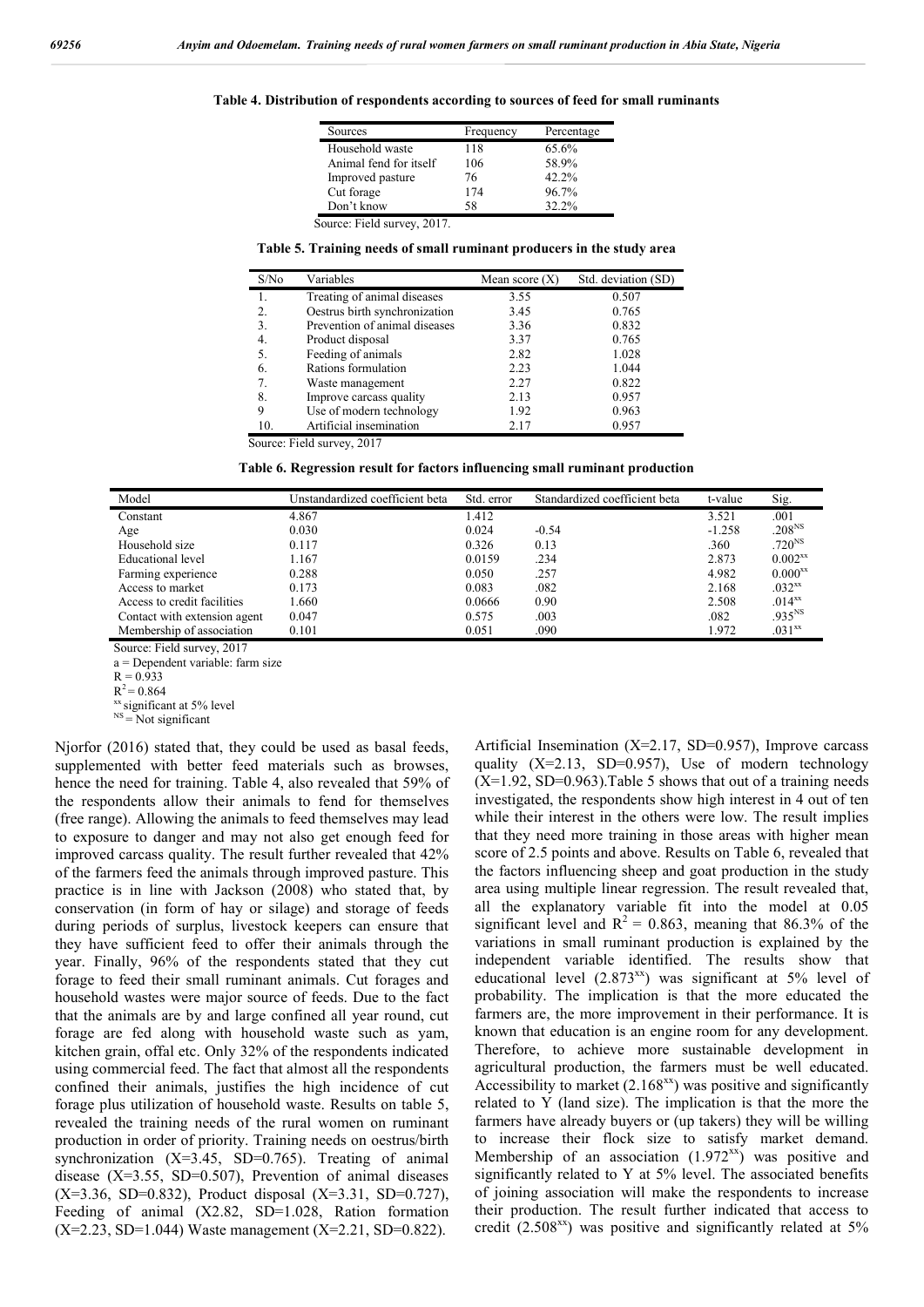**Table 4. Distribution of respondents according to sources of feed for small ruminants**

| Sources | Frequency | Percentage |
|---|---|---|
| Household waste | 118 | 65.6% |
| Animal fend for itself | 106 | 58.9% |
| Improved pasture | 76 | 42.2% |
| Cut forage | 174 | 96.7% |
| Don't know | 58 | 32.2% |

Source: Field survey, 2017.

**Table 5. Training needs of small ruminant producers in the study area**

| S/No | Variables | Mean score (X) | Std. deviation (SD) |
|---|---|---|---|
| 1. | Treating of animal diseases | 3.55 | 0.507 |
| 2. | Oestrus birth synchronization | 3.45 | 0.765 |
| 3. | Prevention of animal diseases | 3.36 | 0.832 |
| 4. | Product disposal | 3.37 | 0.765 |
| 5. | Feeding of animals | 2.82 | 1.028 |
| 6. | Rations formulation | 2.23 | 1.044 |
| 7. | Waste management | 2.27 | 0.822 |
| 8. | Improve carcass quality | 2.13 | 0.957 |
| 9 | Use of modern technology | 1.92 | 0.963 |
| 10. | Artificial insemination | 2.17 | 0.957 |

Source: Field survey, 2017

**Table 6. Regression result for factors influencing small ruminant production**

| Model | Unstandardized coefficient beta | Std. error | Standardized coefficient beta | t-value | Sig. |
|---|---|---|---|---|---|
| Constant | 4.867 | 1.412 | | 3.521 | .001 |
| Age | 0.030 | 0.024 | -0.54 | -1.258 | .208$^{NS}$ |
| Household size | 0.117 | 0.326 | 0.13 | .360 | .720$^{NS}$ |
| Educational level | 1.167 | 0.0159 | .234 | 2.873 | 0.002$^{xx}$ |
| Farming experience | 0.288 | 0.050 | .257 | 4.982 | 0.000$^{xx}$ |
| Access to market | 0.173 | 0.083 | .082 | 2.168 | .032$^{xx}$ |
| Access to credit facilities | 1.660 | 0.0666 | 0.90 | 2.508 | .014$^{xx}$ |
| Contact with extension agent | 0.047 | 0.575 | .003 | .082 | .935$^{NS}$ |
| Membership of association | 0.101 | 0.051 | .090 | 1.972 | .031$^{xx}$ |

Source: Field survey, 2017

a = Dependent variable: farm size

R = 0.933

$R^2 = 0.864$

$^{xx}$ significant at 5% level

$^{NS}$ = Not significant

Njorfor (2016) stated that, they could be used as basal feeds, supplemented with better feed materials such as browses, hence the need for training. Table 4, also revealed that 59% of the respondents allow their animals to fend for themselves (free range). Allowing the animals to feed themselves may lead to exposure to danger and may not also get enough feed for improved carcass quality. The result further revealed that 42% of the farmers feed the animals through improved pasture. This practice is in line with Jackson (2008) who stated that, by conservation (in form of hay or silage) and storage of feeds during periods of surplus, livestock keepers can ensure that they have sufficient feed to offer their animals through the year. Finally, 96% of the respondents stated that they cut forage to feed their small ruminant animals. Cut forages and household wastes were major source of feeds. Due to the fact that the animals are by and large confined all year round, cut forage are fed along with household waste such as yam, kitchen grain, offal etc. Only 32% of the respondents indicated using commercial feed. The fact that almost all the respondents confined their animals, justifies the high incidence of cut forage plus utilization of household waste. Results on table 5, revealed the training needs of the rural women on ruminant production in order of priority. Training needs on oestrus/birth synchronization (X=3.45, SD=0.765). Treating of animal disease (X=3.55, SD=0.507), Prevention of animal diseases (X=3.36, SD=0.832), Product disposal (X=3.31, SD=0.727), Feeding of animal (X2.82, SD=1.028, Ration formation (X=2.23, SD=1.044) Waste management (X=2.21, SD=0.822). Artificial Insemination (X=2.17, SD=0.957), Improve carcass quality (X=2.13, SD=0.957), Use of modern technology (X=1.92, SD=0.963).Table 5 shows that out of a training needs investigated, the respondents show high interest in 4 out of ten while their interest in the others were low. The result implies that they need more training in those areas with higher mean score of 2.5 points and above. Results on Table 6, revealed that the factors influencing sheep and goat production in the study area using multiple linear regression. The result revealed that, all the explanatory variable fit into the model at 0.05 significant level and $R^2 = 0.863$, meaning that 86.3% of the variations in small ruminant production is explained by the independent variable identified. The results show that educational level (2.873$^{xx}$) was significant at 5% level of probability. The implication is that the more educated the farmers are, the more improvement in their performance. It is known that education is an engine room for any development. Therefore, to achieve more sustainable development in agricultural production, the farmers must be well educated. Accessibility to market (2.168$^{xx}$) was positive and significantly related to Y (land size). The implication is that the more the farmers have already buyers or (up takers) they will be willing to increase their flock size to satisfy market demand. Membership of an association (1.972$^{xx}$) was positive and significantly related to Y at 5% level. The associated benefits of joining association will make the respondents to increase their production. The result further indicated that access to credit (2.508$^{xx}$) was positive and significantly related at 5%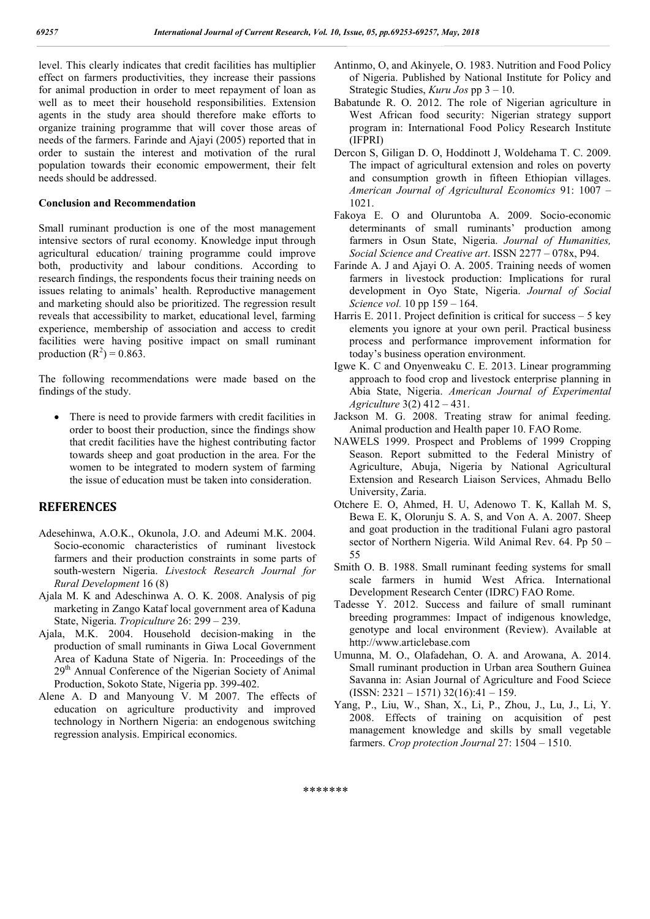level. This clearly indicates that credit facilities has multiplier effect on farmers productivities, they increase their passions for animal production in order to meet repayment of loan as well as to meet their household responsibilities. Extension agents in the study area should therefore make efforts to organize training programme that will cover those areas of needs of the farmers. Farinde and Ajayi (2005) reported that in order to sustain the interest and motivation of the rural population towards their economic empowerment, their felt needs should be addressed.

### Conclusion and Recommendation

Small ruminant production is one of the most management intensive sectors of rural economy. Knowledge input through agricultural education/ training programme could improve both, productivity and labour conditions. According to research findings, the respondents focus their training needs on issues relating to animals' health. Reproductive management and marketing should also be prioritized. The regression result reveals that accessibility to market, educational level, farming experience, membership of association and access to credit facilities were having positive impact on small ruminant production ($R^2$) = 0.863.

The following recommendations were made based on the findings of the study.

- There is need to provide farmers with credit facilities in order to boost their production, since the findings show that credit facilities have the highest contributing factor towards sheep and goat production in the area. For the women to be integrated to modern system of farming the issue of education must be taken into consideration.

## REFERENCES

Adesehinwa, A.O.K., Okunola, J.O. and Adeumi M.K. 2004. Socio-economic characteristics of ruminant livestock farmers and their production constraints in some parts of south-western Nigeria. *Livestock Research Journal for Rural Development* 16 (8)

Ajala M. K and Adeschinwa A. O. K. 2008. Analysis of pig marketing in Zango Kataf local government area of Kaduna State, Nigeria. *Tropiculture* 26: 299 – 239.

Ajala, M.K. 2004. Household decision-making in the production of small ruminants in Giwa Local Government Area of Kaduna State of Nigeria. In: Proceedings of the 29th Annual Conference of the Nigerian Society of Animal Production, Sokoto State, Nigeria pp. 399-402.

Alene A. D and Manyoung V. M 2007. The effects of education on agriculture productivity and improved technology in Northern Nigeria: an endogenous switching regression analysis. Empirical economics.

Antinmo, O, and Akinyele, O. 1983. Nutrition and Food Policy of Nigeria. Published by National Institute for Policy and Strategic Studies, *Kuru Jos* pp 3 – 10.

Babatunde R. O. 2012. The role of Nigerian agriculture in West African food security: Nigerian strategy support program in: International Food Policy Research Institute (IFPRI)

Dercon S, Giligan D. O, Hoddinott J, Woldehama T. C. 2009. The impact of agricultural extension and roles on poverty and consumption growth in fifteen Ethiopian villages. *American Journal of Agricultural Economics* 91: 1007 – 1021.

Fakoya E. O and Oluruntoba A. 2009. Socio-economic determinants of small ruminants' production among farmers in Osun State, Nigeria. *Journal of Humanities, Social Science and Creative art*. ISSN 2277 – 078x, P94.

Farinde A. J and Ajayi O. A. 2005. Training needs of women farmers in livestock production: Implications for rural development in Oyo State, Nigeria. *Journal of Social Science vol.* 10 pp 159 – 164.

Harris E. 2011. Project definition is critical for success – 5 key elements you ignore at your own peril. Practical business process and performance improvement information for today's business operation environment.

Igwe K. C and Onyenweaku C. E. 2013. Linear programming approach to food crop and livestock enterprise planning in Abia State, Nigeria. *American Journal of Experimental Agriculture* 3(2) 412 – 431.

Jackson M. G. 2008. Treating straw for animal feeding. Animal production and Health paper 10. FAO Rome.

NAWELS 1999. Prospect and Problems of 1999 Cropping Season. Report submitted to the Federal Ministry of Agriculture, Abuja, Nigeria by National Agricultural Extension and Research Liaison Services, Ahmadu Bello University, Zaria.

Otchere E. O, Ahmed, H. U, Adenowo T. K, Kallah M. S, Bewa E. K, Olorunju S. A. S, and Von A. A. 2007. Sheep and goat production in the traditional Fulani agro pastoral sector of Northern Nigeria. Wild Animal Rev. 64. Pp 50 – 55

Smith O. B. 1988. Small ruminant feeding systems for small scale farmers in humid West Africa. International Development Research Center (IDRC) FAO Rome.

Tadesse Y. 2012. Success and failure of small ruminant breeding programmes: Impact of indigenous knowledge, genotype and local environment (Review). Available at http://www.articlebase.com

Umunna, M. O., Olafadehan, O. A. and Arowana, A. 2014. Small ruminant production in Urban area Southern Guinea Savanna in: Asian Journal of Agriculture and Food Sciece (ISSN: 2321 – 1571) 32(16):41 – 159.

Yang, P., Liu, W., Shan, X., Li, P., Zhou, J., Lu, J., Li, Y. 2008. Effects of training on acquisition of pest management knowledge and skills by small vegetable farmers. *Crop protection Journal* 27: 1504 – 1510.

*******